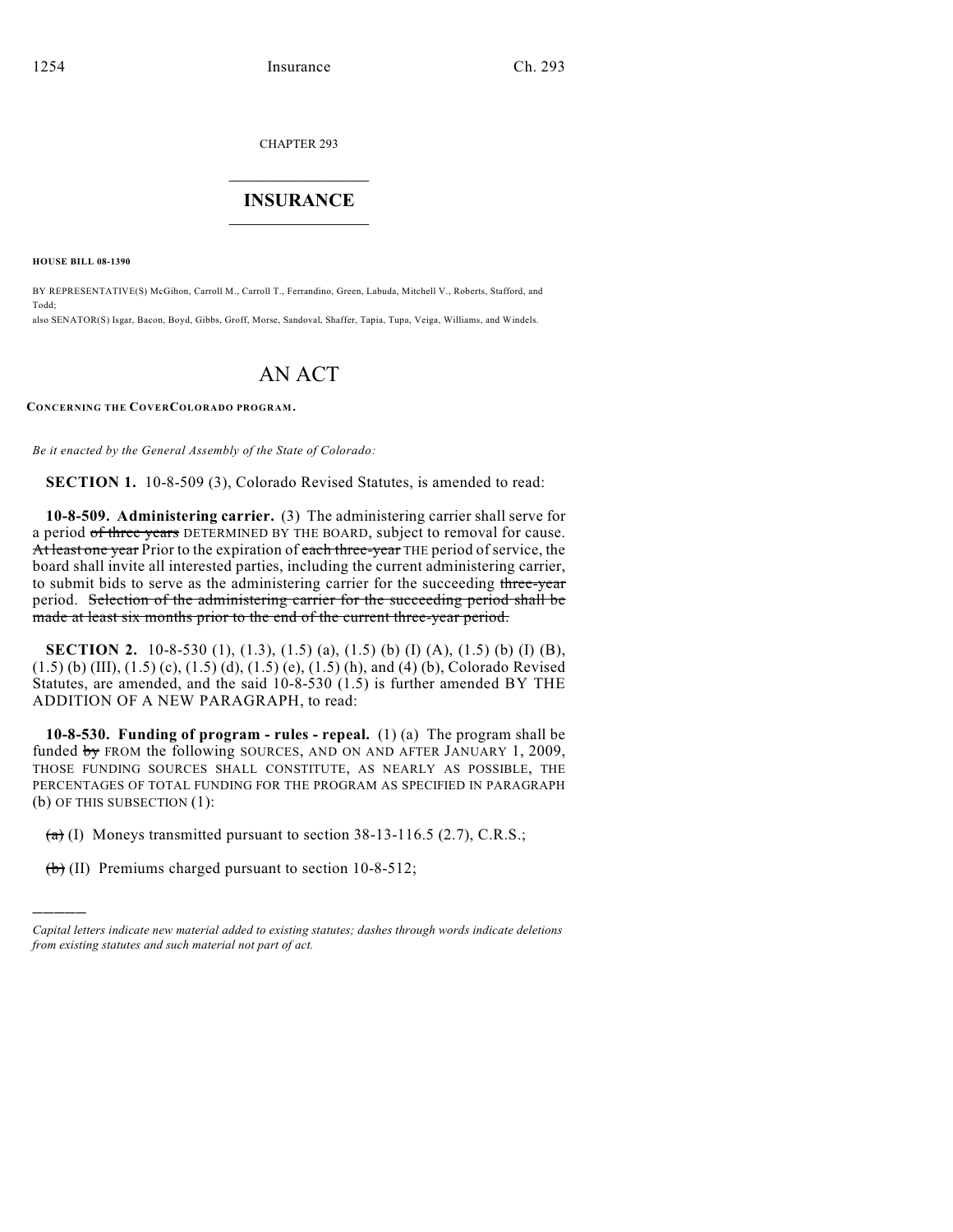CHAPTER 293

# INSURANCE

**HOUSE BILL 08-1390**

BY REPRESENTATIVE(S) McGihon, Carroll M., Carroll T., Ferrandino, Green, Labuda, Mitchell V., Roberts, Stafford, and Todd;
also SENATOR(S) Isgar, Bacon, Boyd, Gibbs, Groff, Morse, Sandoval, Shaffer, Tapia, Tupa, Veiga, Williams, and Windels.

# AN ACT

**CONCERNING THE COVERCOLORADO PROGRAM.**

*Be it enacted by the General Assembly of the State of Colorado:*

**SECTION 1.** 10-8-509 (3), Colorado Revised Statutes, is amended to read:

**10-8-509. Administering carrier.** (3) The administering carrier shall serve for a period ~~of three years~~ DETERMINED BY THE BOARD, subject to removal for cause. ~~At least one year~~ Prior to the expiration of ~~each three-year~~ THE period of service, the board shall invite all interested parties, including the current administering carrier, to submit bids to serve as the administering carrier for the succeeding ~~three-year~~ period. ~~Selection of the administering carrier for the succeeding period shall be made at least six months prior to the end of the current three-year period.~~

**SECTION 2.** 10-8-530 (1), (1.3), (1.5) (a), (1.5) (b) (I) (A), (1.5) (b) (I) (B), (1.5) (b) (III), (1.5) (c), (1.5) (d), (1.5) (e), (1.5) (h), and (4) (b), Colorado Revised Statutes, are amended, and the said 10-8-530 (1.5) is further amended BY THE ADDITION OF A NEW PARAGRAPH, to read:

**10-8-530. Funding of program - rules - repeal.** (1) (a) The program shall be funded ~~by~~ FROM the following SOURCES, AND ON AND AFTER JANUARY 1, 2009, THOSE FUNDING SOURCES SHALL CONSTITUTE, AS NEARLY AS POSSIBLE, THE PERCENTAGES OF TOTAL FUNDING FOR THE PROGRAM AS SPECIFIED IN PARAGRAPH (b) OF THIS SUBSECTION (1):

~~(a)~~ (I) Moneys transmitted pursuant to section 38-13-116.5 (2.7), C.R.S.;

~~(b)~~ (II) Premiums charged pursuant to section 10-8-512;

---

*Capital letters indicate new material added to existing statutes; dashes through words indicate deletions from existing statutes and such material not part of act.*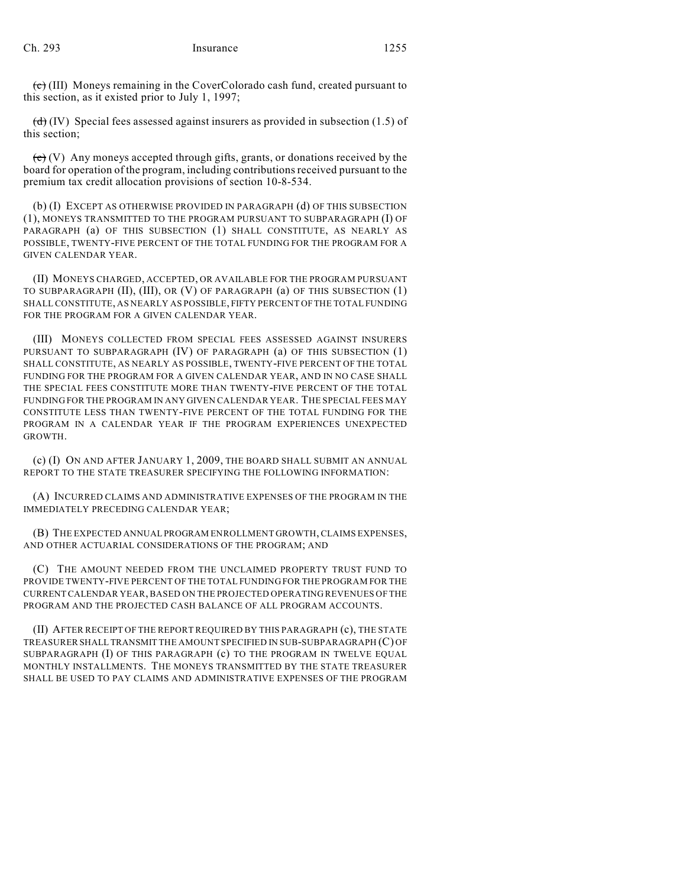~~(c)~~ (III) Moneys remaining in the CoverColorado cash fund, created pursuant to this section, as it existed prior to July 1, 1997;

~~(d)~~ (IV) Special fees assessed against insurers as provided in subsection (1.5) of this section;

~~(e)~~ (V) Any moneys accepted through gifts, grants, or donations received by the board for operation of the program, including contributions received pursuant to the premium tax credit allocation provisions of section 10-8-534.

(b) (I) EXCEPT AS OTHERWISE PROVIDED IN PARAGRAPH (d) OF THIS SUBSECTION (1), MONEYS TRANSMITTED TO THE PROGRAM PURSUANT TO SUBPARAGRAPH (I) OF PARAGRAPH (a) OF THIS SUBSECTION (1) SHALL CONSTITUTE, AS NEARLY AS POSSIBLE, TWENTY-FIVE PERCENT OF THE TOTAL FUNDING FOR THE PROGRAM FOR A GIVEN CALENDAR YEAR.

(II) MONEYS CHARGED, ACCEPTED, OR AVAILABLE FOR THE PROGRAM PURSUANT TO SUBPARAGRAPH (II), (III), OR (V) OF PARAGRAPH (a) OF THIS SUBSECTION (1) SHALL CONSTITUTE, AS NEARLY AS POSSIBLE, FIFTY PERCENT OF THE TOTAL FUNDING FOR THE PROGRAM FOR A GIVEN CALENDAR YEAR.

(III) MONEYS COLLECTED FROM SPECIAL FEES ASSESSED AGAINST INSURERS PURSUANT TO SUBPARAGRAPH (IV) OF PARAGRAPH (a) OF THIS SUBSECTION (1) SHALL CONSTITUTE, AS NEARLY AS POSSIBLE, TWENTY-FIVE PERCENT OF THE TOTAL FUNDING FOR THE PROGRAM FOR A GIVEN CALENDAR YEAR, AND IN NO CASE SHALL THE SPECIAL FEES CONSTITUTE MORE THAN TWENTY-FIVE PERCENT OF THE TOTAL FUNDING FOR THE PROGRAM IN ANY GIVEN CALENDAR YEAR. THE SPECIAL FEES MAY CONSTITUTE LESS THAN TWENTY-FIVE PERCENT OF THE TOTAL FUNDING FOR THE PROGRAM IN A CALENDAR YEAR IF THE PROGRAM EXPERIENCES UNEXPECTED GROWTH.

(c) (I) ON AND AFTER JANUARY 1, 2009, THE BOARD SHALL SUBMIT AN ANNUAL REPORT TO THE STATE TREASURER SPECIFYING THE FOLLOWING INFORMATION:

(A) INCURRED CLAIMS AND ADMINISTRATIVE EXPENSES OF THE PROGRAM IN THE IMMEDIATELY PRECEDING CALENDAR YEAR;

(B) THE EXPECTED ANNUAL PROGRAM ENROLLMENT GROWTH, CLAIMS EXPENSES, AND OTHER ACTUARIAL CONSIDERATIONS OF THE PROGRAM; AND

(C) THE AMOUNT NEEDED FROM THE UNCLAIMED PROPERTY TRUST FUND TO PROVIDE TWENTY-FIVE PERCENT OF THE TOTAL FUNDING FOR THE PROGRAM FOR THE CURRENT CALENDAR YEAR, BASED ON THE PROJECTED OPERATING REVENUES OF THE PROGRAM AND THE PROJECTED CASH BALANCE OF ALL PROGRAM ACCOUNTS.

(II) AFTER RECEIPT OF THE REPORT REQUIRED BY THIS PARAGRAPH (c), THE STATE TREASURER SHALL TRANSMIT THE AMOUNT SPECIFIED IN SUB-SUBPARAGRAPH (C) OF SUBPARAGRAPH (I) OF THIS PARAGRAPH (c) TO THE PROGRAM IN TWELVE EQUAL MONTHLY INSTALLMENTS. THE MONEYS TRANSMITTED BY THE STATE TREASURER SHALL BE USED TO PAY CLAIMS AND ADMINISTRATIVE EXPENSES OF THE PROGRAM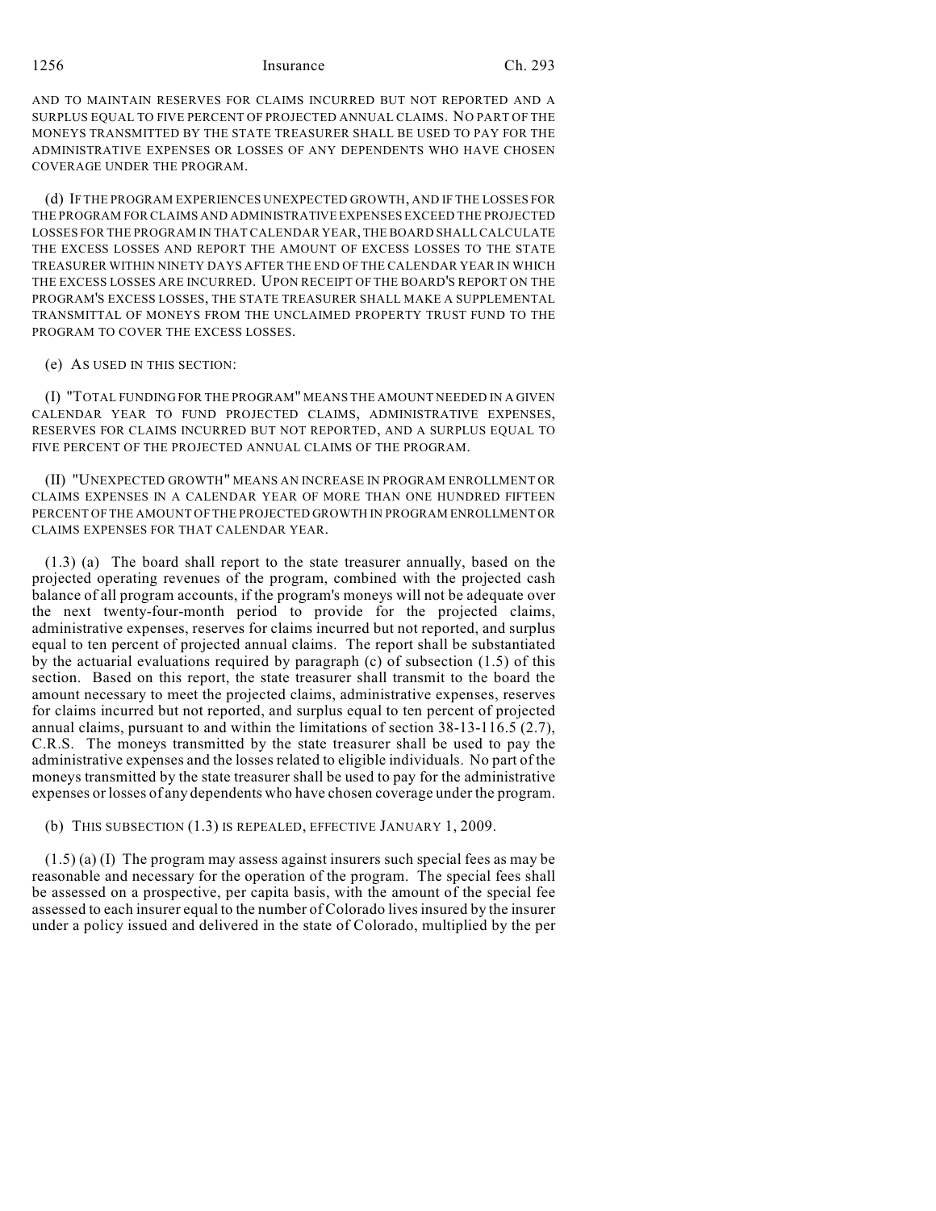AND TO MAINTAIN RESERVES FOR CLAIMS INCURRED BUT NOT REPORTED AND A SURPLUS EQUAL TO FIVE PERCENT OF PROJECTED ANNUAL CLAIMS. NO PART OF THE MONEYS TRANSMITTED BY THE STATE TREASURER SHALL BE USED TO PAY FOR THE ADMINISTRATIVE EXPENSES OR LOSSES OF ANY DEPENDENTS WHO HAVE CHOSEN COVERAGE UNDER THE PROGRAM.

(d) IF THE PROGRAM EXPERIENCES UNEXPECTED GROWTH, AND IF THE LOSSES FOR THE PROGRAM FOR CLAIMS AND ADMINISTRATIVE EXPENSES EXCEED THE PROJECTED LOSSES FOR THE PROGRAM IN THAT CALENDAR YEAR, THE BOARD SHALL CALCULATE THE EXCESS LOSSES AND REPORT THE AMOUNT OF EXCESS LOSSES TO THE STATE TREASURER WITHIN NINETY DAYS AFTER THE END OF THE CALENDAR YEAR IN WHICH THE EXCESS LOSSES ARE INCURRED. UPON RECEIPT OF THE BOARD'S REPORT ON THE PROGRAM'S EXCESS LOSSES, THE STATE TREASURER SHALL MAKE A SUPPLEMENTAL TRANSMITTAL OF MONEYS FROM THE UNCLAIMED PROPERTY TRUST FUND TO THE PROGRAM TO COVER THE EXCESS LOSSES.

(e) AS USED IN THIS SECTION:

(I) "TOTAL FUNDING FOR THE PROGRAM" MEANS THE AMOUNT NEEDED IN A GIVEN CALENDAR YEAR TO FUND PROJECTED CLAIMS, ADMINISTRATIVE EXPENSES, RESERVES FOR CLAIMS INCURRED BUT NOT REPORTED, AND A SURPLUS EQUAL TO FIVE PERCENT OF THE PROJECTED ANNUAL CLAIMS OF THE PROGRAM.

(II) "UNEXPECTED GROWTH" MEANS AN INCREASE IN PROGRAM ENROLLMENT OR CLAIMS EXPENSES IN A CALENDAR YEAR OF MORE THAN ONE HUNDRED FIFTEEN PERCENT OF THE AMOUNT OF THE PROJECTED GROWTH IN PROGRAM ENROLLMENT OR CLAIMS EXPENSES FOR THAT CALENDAR YEAR.

(1.3) (a) The board shall report to the state treasurer annually, based on the projected operating revenues of the program, combined with the projected cash balance of all program accounts, if the program's moneys will not be adequate over the next twenty-four-month period to provide for the projected claims, administrative expenses, reserves for claims incurred but not reported, and surplus equal to ten percent of projected annual claims. The report shall be substantiated by the actuarial evaluations required by paragraph (c) of subsection (1.5) of this section. Based on this report, the state treasurer shall transmit to the board the amount necessary to meet the projected claims, administrative expenses, reserves for claims incurred but not reported, and surplus equal to ten percent of projected annual claims, pursuant to and within the limitations of section 38-13-116.5 (2.7), C.R.S. The moneys transmitted by the state treasurer shall be used to pay the administrative expenses and the losses related to eligible individuals. No part of the moneys transmitted by the state treasurer shall be used to pay for the administrative expenses or losses of any dependents who have chosen coverage under the program.

(b) THIS SUBSECTION (1.3) IS REPEALED, EFFECTIVE JANUARY 1, 2009.

(1.5) (a) (I) The program may assess against insurers such special fees as may be reasonable and necessary for the operation of the program. The special fees shall be assessed on a prospective, per capita basis, with the amount of the special fee assessed to each insurer equal to the number of Colorado lives insured by the insurer under a policy issued and delivered in the state of Colorado, multiplied by the per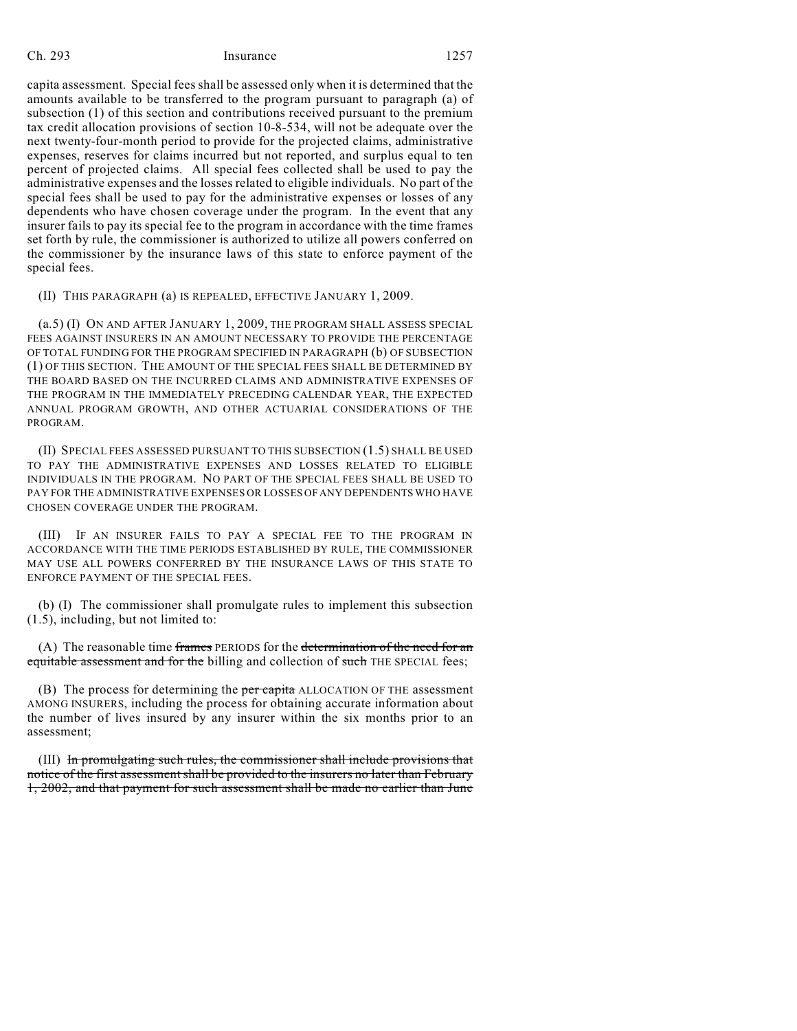capita assessment. Special fees shall be assessed only when it is determined that the amounts available to be transferred to the program pursuant to paragraph (a) of subsection (1) of this section and contributions received pursuant to the premium tax credit allocation provisions of section 10-8-534, will not be adequate over the next twenty-four-month period to provide for the projected claims, administrative expenses, reserves for claims incurred but not reported, and surplus equal to ten percent of projected claims. All special fees collected shall be used to pay the administrative expenses and the losses related to eligible individuals. No part of the special fees shall be used to pay for the administrative expenses or losses of any dependents who have chosen coverage under the program. In the event that any insurer fails to pay its special fee to the program in accordance with the time frames set forth by rule, the commissioner is authorized to utilize all powers conferred on the commissioner by the insurance laws of this state to enforce payment of the special fees.

(II) THIS PARAGRAPH (a) IS REPEALED, EFFECTIVE JANUARY 1, 2009.

(a.5) (I) ON AND AFTER JANUARY 1, 2009, THE PROGRAM SHALL ASSESS SPECIAL FEES AGAINST INSURERS IN AN AMOUNT NECESSARY TO PROVIDE THE PERCENTAGE OF TOTAL FUNDING FOR THE PROGRAM SPECIFIED IN PARAGRAPH (b) OF SUBSECTION (1) OF THIS SECTION. THE AMOUNT OF THE SPECIAL FEES SHALL BE DETERMINED BY THE BOARD BASED ON THE INCURRED CLAIMS AND ADMINISTRATIVE EXPENSES OF THE PROGRAM IN THE IMMEDIATELY PRECEDING CALENDAR YEAR, THE EXPECTED ANNUAL PROGRAM GROWTH, AND OTHER ACTUARIAL CONSIDERATIONS OF THE PROGRAM.

(II) SPECIAL FEES ASSESSED PURSUANT TO THIS SUBSECTION (1.5) SHALL BE USED TO PAY THE ADMINISTRATIVE EXPENSES AND LOSSES RELATED TO ELIGIBLE INDIVIDUALS IN THE PROGRAM. NO PART OF THE SPECIAL FEES SHALL BE USED TO PAY FOR THE ADMINISTRATIVE EXPENSES OR LOSSES OF ANY DEPENDENTS WHO HAVE CHOSEN COVERAGE UNDER THE PROGRAM.

(III) IF AN INSURER FAILS TO PAY A SPECIAL FEE TO THE PROGRAM IN ACCORDANCE WITH THE TIME PERIODS ESTABLISHED BY RULE, THE COMMISSIONER MAY USE ALL POWERS CONFERRED BY THE INSURANCE LAWS OF THIS STATE TO ENFORCE PAYMENT OF THE SPECIAL FEES.

(b) (I) The commissioner shall promulgate rules to implement this subsection (1.5), including, but not limited to:

(A) The reasonable time ~~frames~~ PERIODS for the ~~determination of the need for an equitable assessment and for the~~ billing and collection of ~~such~~ THE SPECIAL fees;

(B) The process for determining the ~~per capita~~ ALLOCATION OF THE assessment AMONG INSURERS, including the process for obtaining accurate information about the number of lives insured by any insurer within the six months prior to an assessment;

(III) ~~In promulgating such rules, the commissioner shall include provisions that notice of the first assessment shall be provided to the insurers no later than February 1, 2002, and that payment for such assessment shall be made no earlier than June~~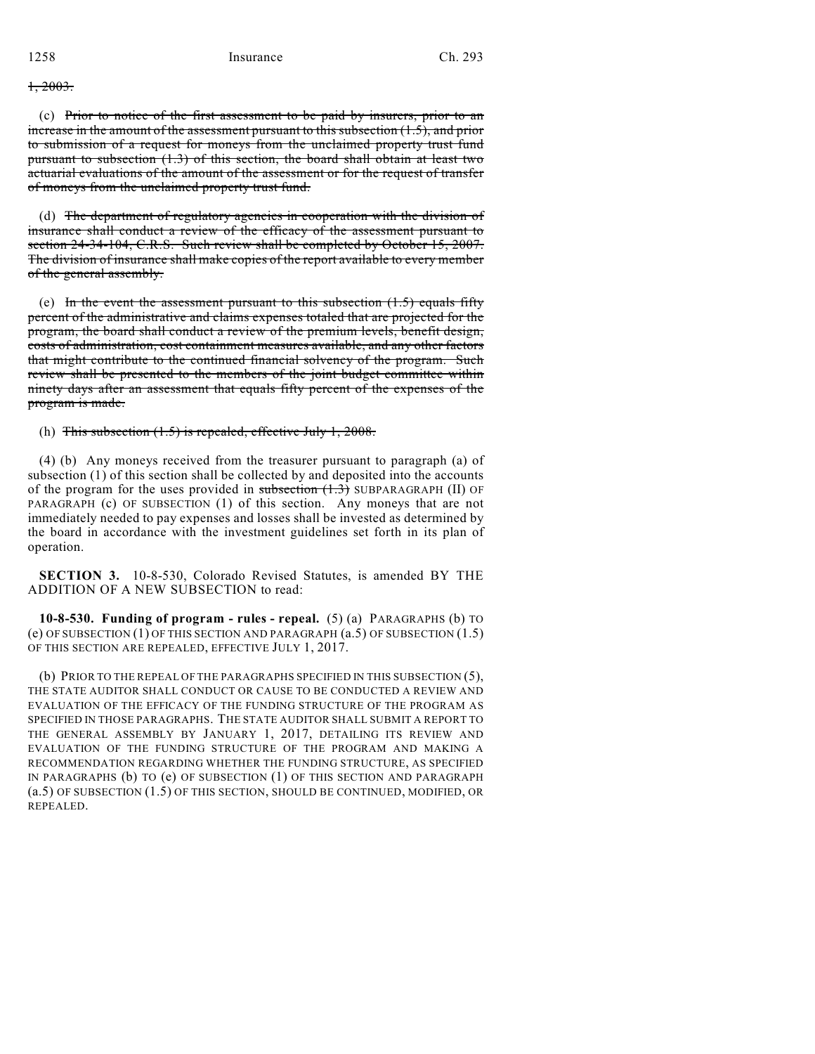~~1, 2003.~~

(c) ~~Prior to notice of the first assessment to be paid by insurers, prior to an increase in the amount of the assessment pursuant to this subsection (1.5), and prior to submission of a request for moneys from the unclaimed property trust fund pursuant to subsection (1.3) of this section, the board shall obtain at least two actuarial evaluations of the amount of the assessment or for the request of transfer of moneys from the unclaimed property trust fund.~~

(d) ~~The department of regulatory agencies in cooperation with the division of insurance shall conduct a review of the efficacy of the assessment pursuant to section 24-34-104, C.R.S. Such review shall be completed by October 15, 2007. The division of insurance shall make copies of the report available to every member of the general assembly.~~

(e) ~~In the event the assessment pursuant to this subsection (1.5) equals fifty percent of the administrative and claims expenses totaled that are projected for the program, the board shall conduct a review of the premium levels, benefit design, costs of administration, cost containment measures available, and any other factors that might contribute to the continued financial solvency of the program. Such review shall be presented to the members of the joint budget committee within ninety days after an assessment that equals fifty percent of the expenses of the program is made.~~

(h) ~~This subsection (1.5) is repealed, effective July 1, 2008.~~

(4) (b) Any moneys received from the treasurer pursuant to paragraph (a) of subsection (1) of this section shall be collected by and deposited into the accounts of the program for the uses provided in ~~subsection (1.3)~~ SUBPARAGRAPH (II) OF PARAGRAPH (c) OF SUBSECTION (1) of this section. Any moneys that are not immediately needed to pay expenses and losses shall be invested as determined by the board in accordance with the investment guidelines set forth in its plan of operation.

**SECTION 3.** 10-8-530, Colorado Revised Statutes, is amended BY THE ADDITION OF A NEW SUBSECTION to read:

**10-8-530. Funding of program - rules - repeal.** (5) (a) PARAGRAPHS (b) TO (e) OF SUBSECTION (1) OF THIS SECTION AND PARAGRAPH (a.5) OF SUBSECTION (1.5) OF THIS SECTION ARE REPEALED, EFFECTIVE JULY 1, 2017.

(b) PRIOR TO THE REPEAL OF THE PARAGRAPHS SPECIFIED IN THIS SUBSECTION (5), THE STATE AUDITOR SHALL CONDUCT OR CAUSE TO BE CONDUCTED A REVIEW AND EVALUATION OF THE EFFICACY OF THE FUNDING STRUCTURE OF THE PROGRAM AS SPECIFIED IN THOSE PARAGRAPHS. THE STATE AUDITOR SHALL SUBMIT A REPORT TO THE GENERAL ASSEMBLY BY JANUARY 1, 2017, DETAILING ITS REVIEW AND EVALUATION OF THE FUNDING STRUCTURE OF THE PROGRAM AND MAKING A RECOMMENDATION REGARDING WHETHER THE FUNDING STRUCTURE, AS SPECIFIED IN PARAGRAPHS (b) TO (e) OF SUBSECTION (1) OF THIS SECTION AND PARAGRAPH (a.5) OF SUBSECTION (1.5) OF THIS SECTION, SHOULD BE CONTINUED, MODIFIED, OR REPEALED.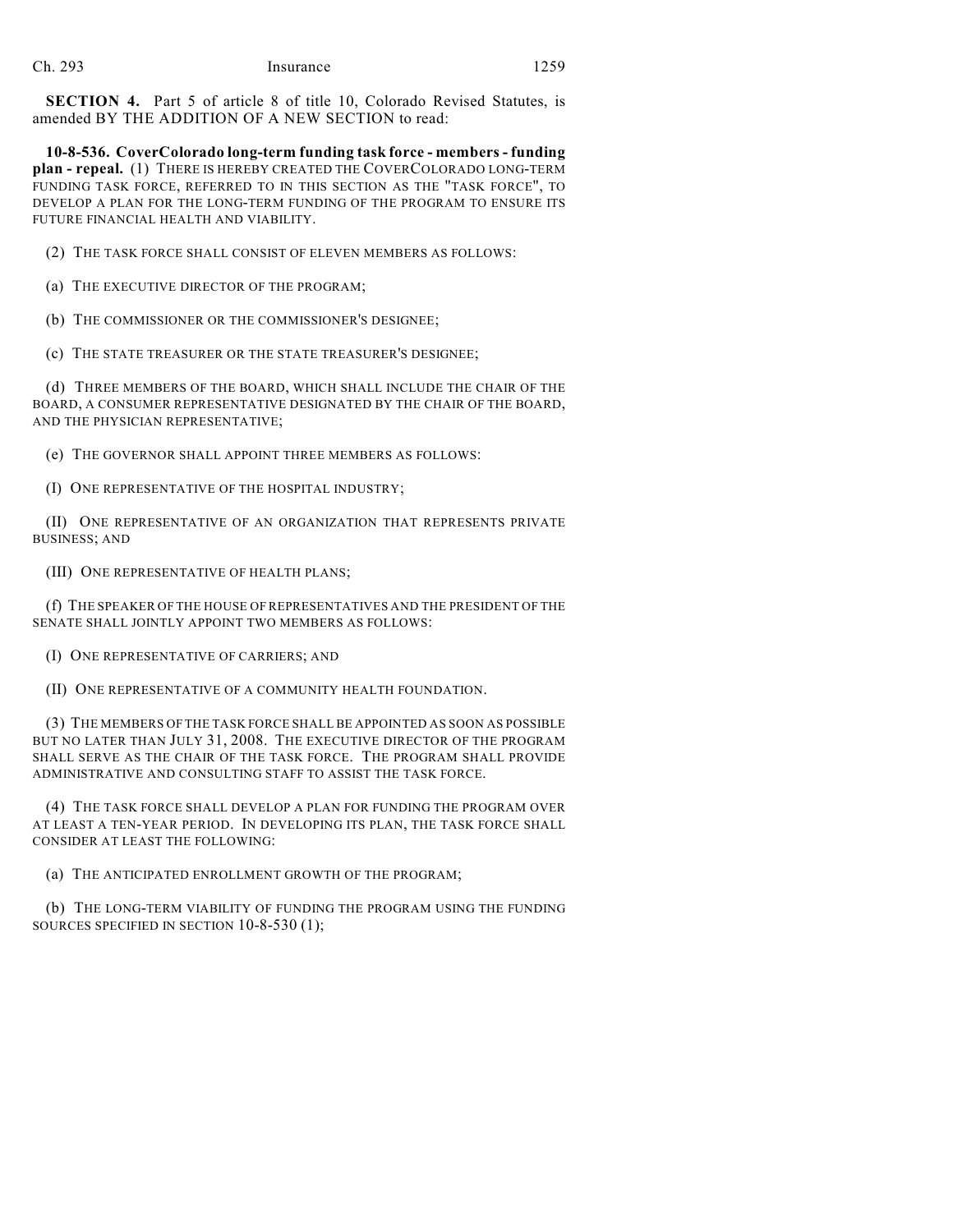**SECTION 4.** Part 5 of article 8 of title 10, Colorado Revised Statutes, is amended BY THE ADDITION OF A NEW SECTION to read:

**10-8-536. CoverColorado long-term funding task force - members - funding plan - repeal.** (1) THERE IS HEREBY CREATED THE COVERCOLORADO LONG-TERM FUNDING TASK FORCE, REFERRED TO IN THIS SECTION AS THE "TASK FORCE", TO DEVELOP A PLAN FOR THE LONG-TERM FUNDING OF THE PROGRAM TO ENSURE ITS FUTURE FINANCIAL HEALTH AND VIABILITY.

(2) THE TASK FORCE SHALL CONSIST OF ELEVEN MEMBERS AS FOLLOWS:

(a) THE EXECUTIVE DIRECTOR OF THE PROGRAM;

(b) THE COMMISSIONER OR THE COMMISSIONER'S DESIGNEE;

(c) THE STATE TREASURER OR THE STATE TREASURER'S DESIGNEE;

(d) THREE MEMBERS OF THE BOARD, WHICH SHALL INCLUDE THE CHAIR OF THE BOARD, A CONSUMER REPRESENTATIVE DESIGNATED BY THE CHAIR OF THE BOARD, AND THE PHYSICIAN REPRESENTATIVE;

(e) THE GOVERNOR SHALL APPOINT THREE MEMBERS AS FOLLOWS:

(I) ONE REPRESENTATIVE OF THE HOSPITAL INDUSTRY;

(II) ONE REPRESENTATIVE OF AN ORGANIZATION THAT REPRESENTS PRIVATE BUSINESS; AND

(III) ONE REPRESENTATIVE OF HEALTH PLANS;

(f) THE SPEAKER OF THE HOUSE OF REPRESENTATIVES AND THE PRESIDENT OF THE SENATE SHALL JOINTLY APPOINT TWO MEMBERS AS FOLLOWS:

(I) ONE REPRESENTATIVE OF CARRIERS; AND

(II) ONE REPRESENTATIVE OF A COMMUNITY HEALTH FOUNDATION.

(3) THE MEMBERS OF THE TASK FORCE SHALL BE APPOINTED AS SOON AS POSSIBLE BUT NO LATER THAN JULY 31, 2008. THE EXECUTIVE DIRECTOR OF THE PROGRAM SHALL SERVE AS THE CHAIR OF THE TASK FORCE. THE PROGRAM SHALL PROVIDE ADMINISTRATIVE AND CONSULTING STAFF TO ASSIST THE TASK FORCE.

(4) THE TASK FORCE SHALL DEVELOP A PLAN FOR FUNDING THE PROGRAM OVER AT LEAST A TEN-YEAR PERIOD. IN DEVELOPING ITS PLAN, THE TASK FORCE SHALL CONSIDER AT LEAST THE FOLLOWING:

(a) THE ANTICIPATED ENROLLMENT GROWTH OF THE PROGRAM;

(b) THE LONG-TERM VIABILITY OF FUNDING THE PROGRAM USING THE FUNDING SOURCES SPECIFIED IN SECTION 10-8-530 (1);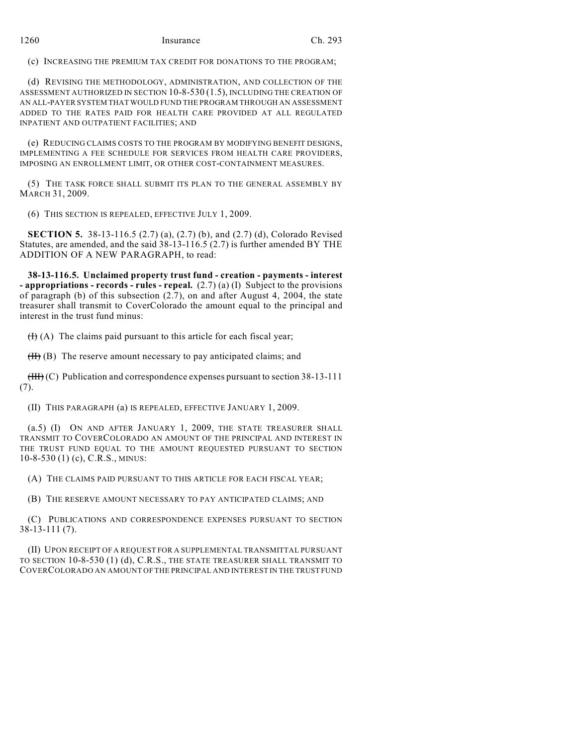(c) INCREASING THE PREMIUM TAX CREDIT FOR DONATIONS TO THE PROGRAM;

(d) REVISING THE METHODOLOGY, ADMINISTRATION, AND COLLECTION OF THE ASSESSMENT AUTHORIZED IN SECTION 10-8-530 (1.5), INCLUDING THE CREATION OF AN ALL-PAYER SYSTEM THAT WOULD FUND THE PROGRAM THROUGH AN ASSESSMENT ADDED TO THE RATES PAID FOR HEALTH CARE PROVIDED AT ALL REGULATED INPATIENT AND OUTPATIENT FACILITIES; AND

(e) REDUCING CLAIMS COSTS TO THE PROGRAM BY MODIFYING BENEFIT DESIGNS, IMPLEMENTING A FEE SCHEDULE FOR SERVICES FROM HEALTH CARE PROVIDERS, IMPOSING AN ENROLLMENT LIMIT, OR OTHER COST-CONTAINMENT MEASURES.

(5) THE TASK FORCE SHALL SUBMIT ITS PLAN TO THE GENERAL ASSEMBLY BY MARCH 31, 2009.

(6) THIS SECTION IS REPEALED, EFFECTIVE JULY 1, 2009.

**SECTION 5.** 38-13-116.5 (2.7) (a), (2.7) (b), and (2.7) (d), Colorado Revised Statutes, are amended, and the said 38-13-116.5 (2.7) is further amended BY THE ADDITION OF A NEW PARAGRAPH, to read:

**38-13-116.5. Unclaimed property trust fund - creation - payments - interest - appropriations - records - rules - repeal.** (2.7) (a) (I) Subject to the provisions of paragraph (b) of this subsection (2.7), on and after August 4, 2004, the state treasurer shall transmit to CoverColorado the amount equal to the principal and interest in the trust fund minus:

~~(I)~~ (A) The claims paid pursuant to this article for each fiscal year;

~~(II)~~ (B) The reserve amount necessary to pay anticipated claims; and

~~(III)~~ (C) Publication and correspondence expenses pursuant to section 38-13-111 (7).

(II) THIS PARAGRAPH (a) IS REPEALED, EFFECTIVE JANUARY 1, 2009.

(a.5) (I) ON AND AFTER JANUARY 1, 2009, THE STATE TREASURER SHALL TRANSMIT TO COVERCOLORADO AN AMOUNT OF THE PRINCIPAL AND INTEREST IN THE TRUST FUND EQUAL TO THE AMOUNT REQUESTED PURSUANT TO SECTION 10-8-530 (1) (c), C.R.S., MINUS:

(A) THE CLAIMS PAID PURSUANT TO THIS ARTICLE FOR EACH FISCAL YEAR;

(B) THE RESERVE AMOUNT NECESSARY TO PAY ANTICIPATED CLAIMS; AND

(C) PUBLICATIONS AND CORRESPONDENCE EXPENSES PURSUANT TO SECTION 38-13-111 (7).

(II) UPON RECEIPT OF A REQUEST FOR A SUPPLEMENTAL TRANSMITTAL PURSUANT TO SECTION 10-8-530 (1) (d), C.R.S., THE STATE TREASURER SHALL TRANSMIT TO COVERCOLORADO AN AMOUNT OF THE PRINCIPAL AND INTEREST IN THE TRUST FUND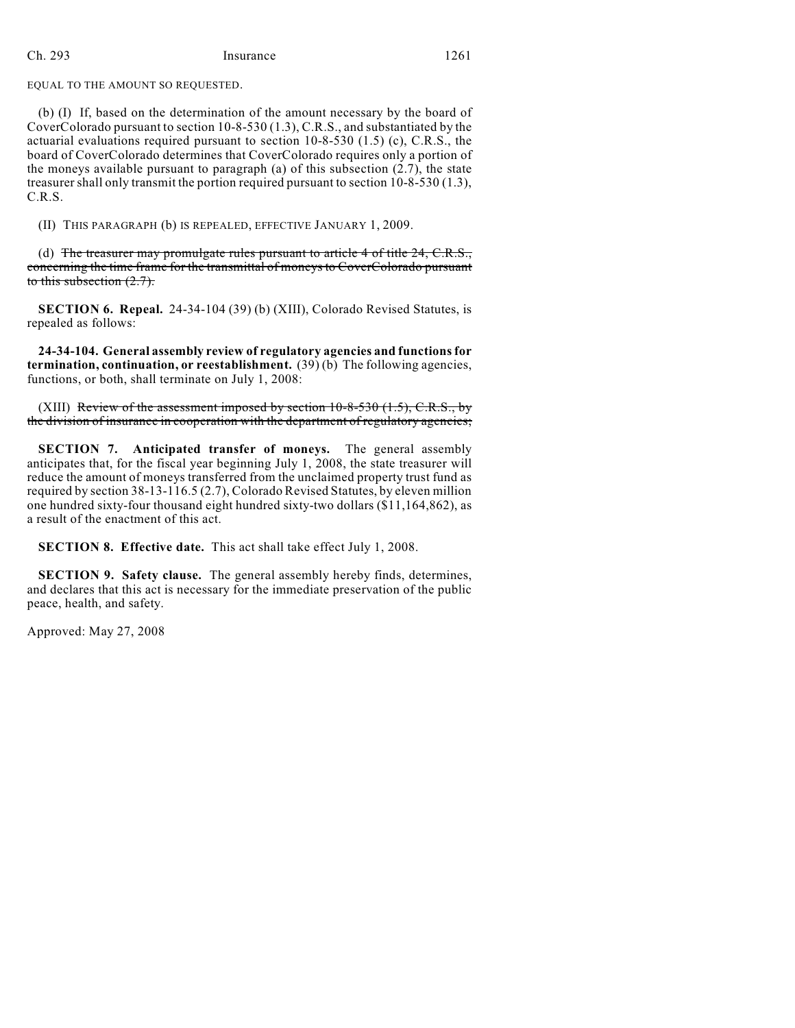EQUAL TO THE AMOUNT SO REQUESTED.

(b) (I) If, based on the determination of the amount necessary by the board of CoverColorado pursuant to section 10-8-530 (1.3), C.R.S., and substantiated by the actuarial evaluations required pursuant to section 10-8-530 (1.5) (c), C.R.S., the board of CoverColorado determines that CoverColorado requires only a portion of the moneys available pursuant to paragraph (a) of this subsection (2.7), the state treasurer shall only transmit the portion required pursuant to section 10-8-530 (1.3), C.R.S.

(II) THIS PARAGRAPH (b) IS REPEALED, EFFECTIVE JANUARY 1, 2009.

(d) ~~The treasurer may promulgate rules pursuant to article 4 of title 24, C.R.S., concerning the time frame for the transmittal of moneys to CoverColorado pursuant to this subsection (2.7).~~

**SECTION 6. Repeal.** 24-34-104 (39) (b) (XIII), Colorado Revised Statutes, is repealed as follows:

**24-34-104. General assembly review of regulatory agencies and functions for termination, continuation, or reestablishment.** (39) (b) The following agencies, functions, or both, shall terminate on July 1, 2008:

(XIII) ~~Review of the assessment imposed by section 10-8-530 (1.5), C.R.S., by the division of insurance in cooperation with the department of regulatory agencies;~~

**SECTION 7. Anticipated transfer of moneys.** The general assembly anticipates that, for the fiscal year beginning July 1, 2008, the state treasurer will reduce the amount of moneys transferred from the unclaimed property trust fund as required by section 38-13-116.5 (2.7), Colorado Revised Statutes, by eleven million one hundred sixty-four thousand eight hundred sixty-two dollars ($11,164,862), as a result of the enactment of this act.

**SECTION 8. Effective date.** This act shall take effect July 1, 2008.

**SECTION 9. Safety clause.** The general assembly hereby finds, determines, and declares that this act is necessary for the immediate preservation of the public peace, health, and safety.

Approved: May 27, 2008